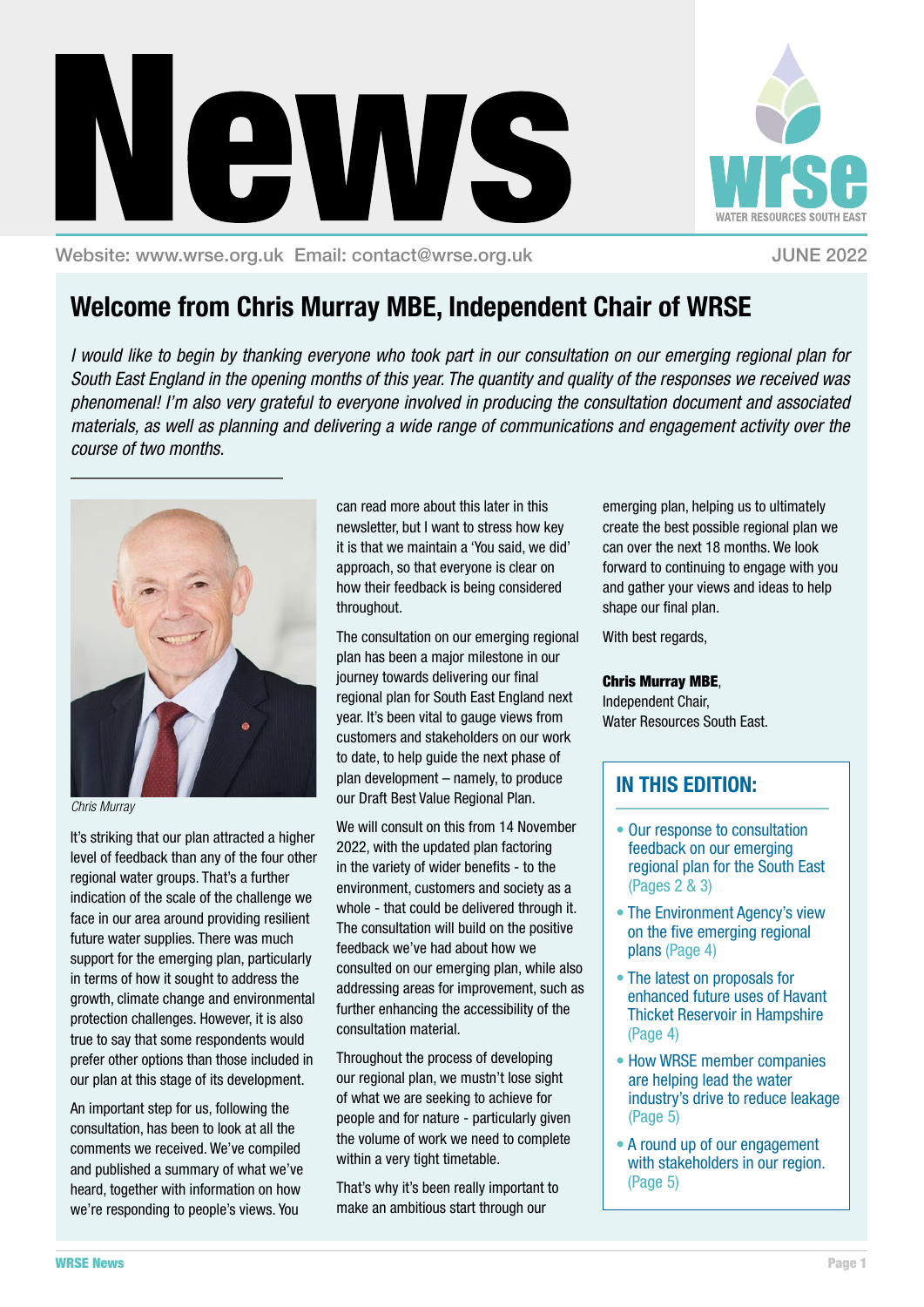# News

WRSE WATER RESOURCES SOUTH EAST

Website: www.wrse.org.uk Email: contact@wrse.org.uk

JUNE 2022

## Welcome from Chris Murray MBE, Independent Chair of WRSE

*I would like to begin by thanking everyone who took part in our consultation on our emerging regional plan for South East England in the opening months of this year. The quantity and quality of the responses we received was phenomenal! I'm also very grateful to everyone involved in producing the consultation document and associated materials, as well as planning and delivering a wide range of communications and engagement activity over the course of two months.*

*Chris Murray*

It's striking that our plan attracted a higher level of feedback than any of the four other regional water groups. That's a further indication of the scale of the challenge we face in our area around providing resilient future water supplies. There was much support for the emerging plan, particularly in terms of how it sought to address the growth, climate change and environmental protection challenges. However, it is also true to say that some respondents would prefer other options than those included in our plan at this stage of its development.

An important step for us, following the consultation, has been to look at all the comments we received. We've compiled and published a summary of what we've heard, together with information on how we're responding to people's views. You can read more about this later in this newsletter, but I want to stress how key it is that we maintain a 'You said, we did' approach, so that everyone is clear on how their feedback is being considered throughout.

The consultation on our emerging regional plan has been a major milestone in our journey towards delivering our final regional plan for South East England next year. It's been vital to gauge views from customers and stakeholders on our work to date, to help guide the next phase of plan development – namely, to produce our Draft Best Value Regional Plan.

We will consult on this from 14 November 2022, with the updated plan factoring in the variety of wider benefits - to the environment, customers and society as a whole - that could be delivered through it. The consultation will build on the positive feedback we've had about how we consulted on our emerging plan, while also addressing areas for improvement, such as further enhancing the accessibility of the consultation material.

Throughout the process of developing our regional plan, we mustn't lose sight of what we are seeking to achieve for people and for nature - particularly given the volume of work we need to complete within a very tight timetable.

That's why it's been really important to make an ambitious start through our emerging plan, helping us to ultimately create the best possible regional plan we can over the next 18 months. We look forward to continuing to engage with you and gather your views and ideas to help shape our final plan.

With best regards,

**Chris Murray MBE**,
Independent Chair,
Water Resources South East.

### IN THIS EDITION:

- Our response to consultation feedback on our emerging regional plan for the South East (Pages 2 & 3)
- The Environment Agency's view on the five emerging regional plans (Page 4)
- The latest on proposals for enhanced future uses of Havant Thicket Reservoir in Hampshire (Page 4)
- How WRSE member companies are helping lead the water industry's drive to reduce leakage (Page 5)
- A round up of our engagement with stakeholders in our region. (Page 5)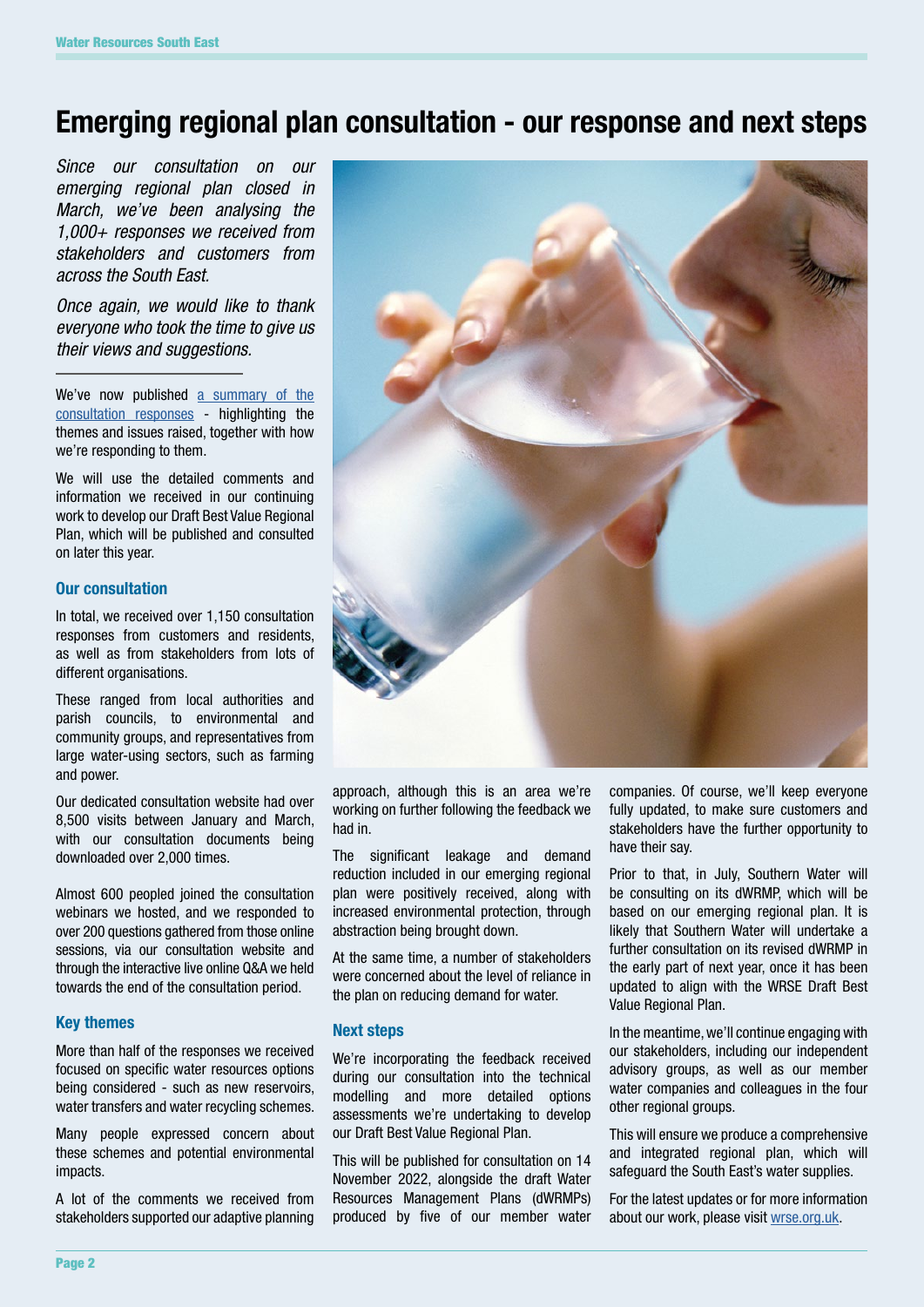# Emerging regional plan consultation - our response and next steps

*Since our consultation on our emerging regional plan closed in March, we've been analysing the 1,000+ responses we received from stakeholders and customers from across the South East.*

*Once again, we would like to thank everyone who took the time to give us their views and suggestions.*

---

We've now published [a summary of the consultation responses]() - highlighting the themes and issues raised, together with how we're responding to them.

We will use the detailed comments and information we received in our continuing work to develop our Draft Best Value Regional Plan, which will be published and consulted on later this year.

### Our consultation

In total, we received over 1,150 consultation responses from customers and residents, as well as from stakeholders from lots of different organisations.

These ranged from local authorities and parish councils, to environmental and community groups, and representatives from large water-using sectors, such as farming and power.

Our dedicated consultation website had over 8,500 visits between January and March, with our consultation documents being downloaded over 2,000 times.

Almost 600 peopled joined the consultation webinars we hosted, and we responded to over 200 questions gathered from those online sessions, via our consultation website and through the interactive live online Q&A we held towards the end of the consultation period.

### Key themes

More than half of the responses we received focused on specific water resources options being considered - such as new reservoirs, water transfers and water recycling schemes.

Many people expressed concern about these schemes and potential environmental impacts.

A lot of the comments we received from stakeholders supported our adaptive planning approach, although this is an area we're working on further following the feedback we had in.

The significant leakage and demand reduction included in our emerging regional plan were positively received, along with increased environmental protection, through abstraction being brought down.

At the same time, a number of stakeholders were concerned about the level of reliance in the plan on reducing demand for water.

### Next steps

We're incorporating the feedback received during our consultation into the technical modelling and more detailed options assessments we're undertaking to develop our Draft Best Value Regional Plan.

This will be published for consultation on 14 November 2022, alongside the draft Water Resources Management Plans (dWRMPs) produced by five of our member water companies. Of course, we'll keep everyone fully updated, to make sure customers and stakeholders have the further opportunity to have their say.

Prior to that, in July, Southern Water will be consulting on its dWRMP, which will be based on our emerging regional plan. It is likely that Southern Water will undertake a further consultation on its revised dWRMP in the early part of next year, once it has been updated to align with the WRSE Draft Best Value Regional Plan.

In the meantime, we'll continue engaging with our stakeholders, including our independent advisory groups, as well as our member water companies and colleagues in the four other regional groups.

This will ensure we produce a comprehensive and integrated regional plan, which will safeguard the South East's water supplies.

For the latest updates or for more information about our work, please visit [wrse.org.uk]().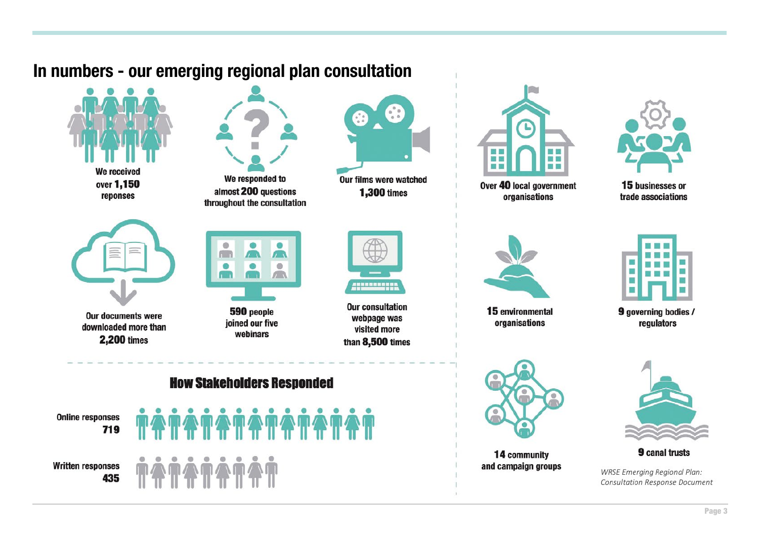# In numbers - our emerging regional plan consultation

We received over **1,150** reponses

We responded to almost **200** questions throughout the consultation

Our films were watched **1,300** times

Our documents were downloaded more than **2,200** times

**590** people joined our five webinars

Our consultation webpage was visited more than **8,500** times

Over **40** local government organisations

**15** businesses or trade associations

**15** environmental organisations

**9** governing bodies / regulators

**14** community and campaign groups

**9** canal trusts

## How Stakeholders Responded

Online responses **719**

Written responses **435**

*WRSE Emerging Regional Plan: Consultation Response Document*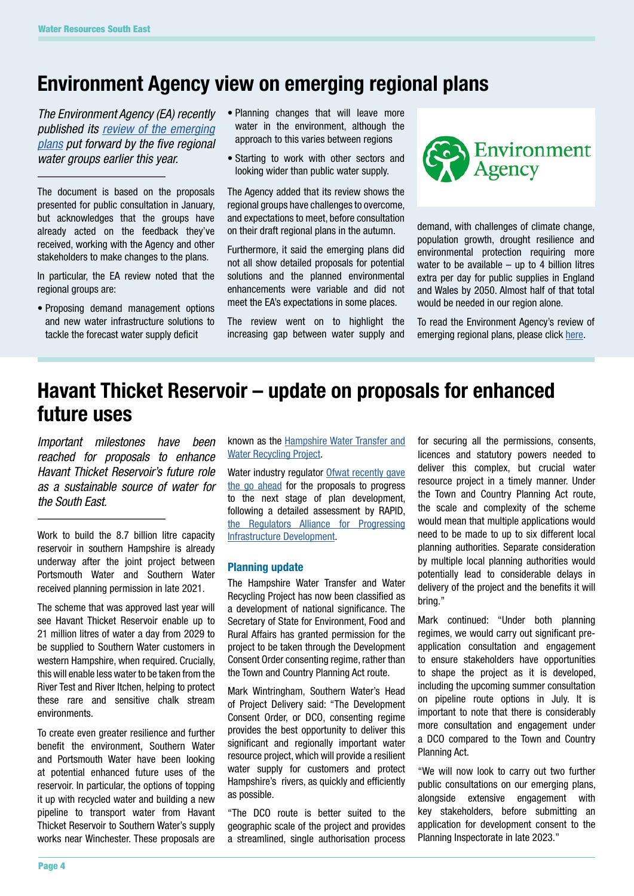# Environment Agency view on emerging regional plans

*The Environment Agency (EA) recently published its review of the emerging plans put forward by the five regional water groups earlier this year.*

The document is based on the proposals presented for public consultation in January, but acknowledges that the groups have already acted on the feedback they've received, working with the Agency and other stakeholders to make changes to the plans.

In particular, the EA review noted that the regional groups are:

- Proposing demand management options and new water infrastructure solutions to tackle the forecast water supply deficit
- Planning changes that will leave more water in the environment, although the approach to this varies between regions
- Starting to work with other sectors and looking wider than public water supply.

The Agency added that its review shows the regional groups have challenges to overcome, and expectations to meet, before consultation on their draft regional plans in the autumn.

Furthermore, it said the emerging plans did not all show detailed proposals for potential solutions and the planned environmental enhancements were variable and did not meet the EA's expectations in some places.

The review went on to highlight the increasing gap between water supply and demand, with challenges of climate change, population growth, drought resilience and environmental protection requiring more water to be available – up to 4 billion litres extra per day for public supplies in England and Wales by 2050. Almost half of that total would be needed in our region alone.

To read the Environment Agency's review of emerging regional plans, please click here.

# Havant Thicket Reservoir – update on proposals for enhanced future uses

*Important milestones have been reached for proposals to enhance Havant Thicket Reservoir's future role as a sustainable source of water for the South East.*

Work to build the 8.7 billion litre capacity reservoir in southern Hampshire is already underway after the joint project between Portsmouth Water and Southern Water received planning permission in late 2021.

The scheme that was approved last year will see Havant Thicket Reservoir enable up to 21 million litres of water a day from 2029 to be supplied to Southern Water customers in western Hampshire, when required. Crucially, this will enable less water to be taken from the River Test and River Itchen, helping to protect these rare and sensitive chalk stream environments.

To create even greater resilience and further benefit the environment, Southern Water and Portsmouth Water have been looking at potential enhanced future uses of the reservoir. In particular, the options of topping it up with recycled water and building a new pipeline to transport water from Havant Thicket Reservoir to Southern Water's supply works near Winchester. These proposals are known as the Hampshire Water Transfer and Water Recycling Project.

Water industry regulator Ofwat recently gave the go ahead for the proposals to progress to the next stage of plan development, following a detailed assessment by RAPID, the Regulators Alliance for Progressing Infrastructure Development.

### Planning update

The Hampshire Water Transfer and Water Recycling Project has now been classified as a development of national significance. The Secretary of State for Environment, Food and Rural Affairs has granted permission for the project to be taken through the Development Consent Order consenting regime, rather than the Town and Country Planning Act route.

Mark Wintringham, Southern Water's Head of Project Delivery said: "The Development Consent Order, or DCO, consenting regime provides the best opportunity to deliver this significant and regionally important water resource project, which will provide a resilient water supply for customers and protect Hampshire's rivers, as quickly and efficiently as possible.

"The DCO route is better suited to the geographic scale of the project and provides a streamlined, single authorisation process for securing all the permissions, consents, licences and statutory powers needed to deliver this complex, but crucial water resource project in a timely manner. Under the Town and Country Planning Act route, the scale and complexity of the scheme would mean that multiple applications would need to be made to up to six different local planning authorities. Separate consideration by multiple local planning authorities would potentially lead to considerable delays in delivery of the project and the benefits it will bring."

Mark continued: "Under both planning regimes, we would carry out significant pre-application consultation and engagement to ensure stakeholders have opportunities to shape the project as it is developed, including the upcoming summer consultation on pipeline route options in July. It is important to note that there is considerably more consultation and engagement under a DCO compared to the Town and Country Planning Act.

"We will now look to carry out two further public consultations on our emerging plans, alongside extensive engagement with key stakeholders, before submitting an application for development consent to the Planning Inspectorate in late 2023."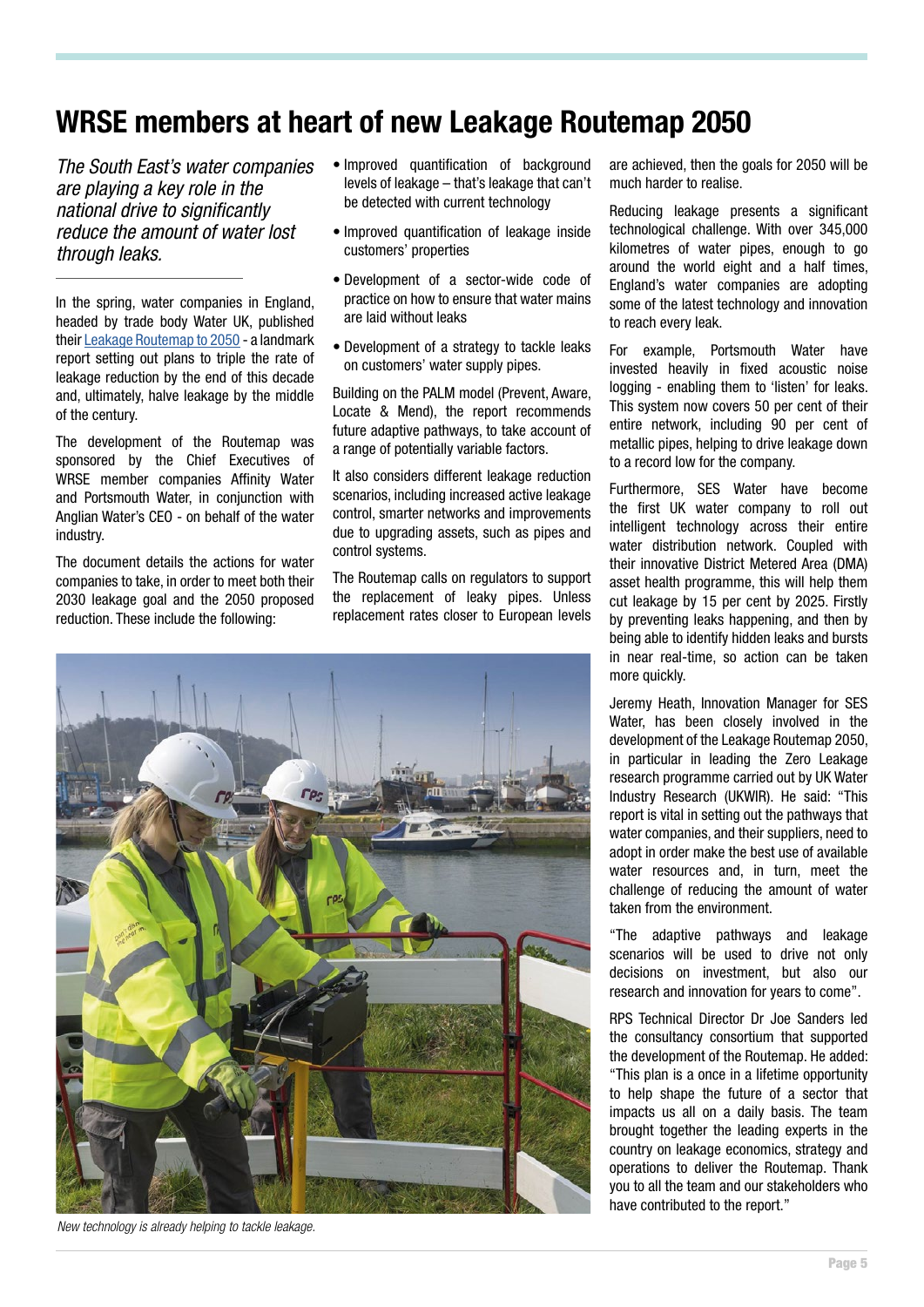# WRSE members at heart of new Leakage Routemap 2050

*The South East's water companies are playing a key role in the national drive to significantly reduce the amount of water lost through leaks.*

In the spring, water companies in England, headed by trade body Water UK, published their Leakage Routemap to 2050 - a landmark report setting out plans to triple the rate of leakage reduction by the end of this decade and, ultimately, halve leakage by the middle of the century.

The development of the Routemap was sponsored by the Chief Executives of WRSE member companies Affinity Water and Portsmouth Water, in conjunction with Anglian Water's CEO - on behalf of the water industry.

The document details the actions for water companies to take, in order to meet both their 2030 leakage goal and the 2050 proposed reduction. These include the following:

- Improved quantification of background levels of leakage – that's leakage that can't be detected with current technology
- Improved quantification of leakage inside customers' properties
- Development of a sector-wide code of practice on how to ensure that water mains are laid without leaks
- Development of a strategy to tackle leaks on customers' water supply pipes.

Building on the PALM model (Prevent, Aware, Locate & Mend), the report recommends future adaptive pathways, to take account of a range of potentially variable factors.

It also considers different leakage reduction scenarios, including increased active leakage control, smarter networks and improvements due to upgrading assets, such as pipes and control systems.

The Routemap calls on regulators to support the replacement of leaky pipes. Unless replacement rates closer to European levels are achieved, then the goals for 2050 will be much harder to realise.

*New technology is already helping to tackle leakage.*

Reducing leakage presents a significant technological challenge. With over 345,000 kilometres of water pipes, enough to go around the world eight and a half times, England's water companies are adopting some of the latest technology and innovation to reach every leak.

For example, Portsmouth Water have invested heavily in fixed acoustic noise logging - enabling them to 'listen' for leaks. This system now covers 50 per cent of their entire network, including 90 per cent of metallic pipes, helping to drive leakage down to a record low for the company.

Furthermore, SES Water have become the first UK water company to roll out intelligent technology across their entire water distribution network. Coupled with their innovative District Metered Area (DMA) asset health programme, this will help them cut leakage by 15 per cent by 2025. Firstly by preventing leaks happening, and then by being able to identify hidden leaks and bursts in near real-time, so action can be taken more quickly.

Jeremy Heath, Innovation Manager for SES Water, has been closely involved in the development of the Leakage Routemap 2050, in particular in leading the Zero Leakage research programme carried out by UK Water Industry Research (UKWIR). He said: "This report is vital in setting out the pathways that water companies, and their suppliers, need to adopt in order make the best use of available water resources and, in turn, meet the challenge of reducing the amount of water taken from the environment.

"The adaptive pathways and leakage scenarios will be used to drive not only decisions on investment, but also our research and innovation for years to come".

RPS Technical Director Dr Joe Sanders led the consultancy consortium that supported the development of the Routemap. He added: "This plan is a once in a lifetime opportunity to help shape the future of a sector that impacts us all on a daily basis. The team brought together the leading experts in the country on leakage economics, strategy and operations to deliver the Routemap. Thank you to all the team and our stakeholders who have contributed to the report."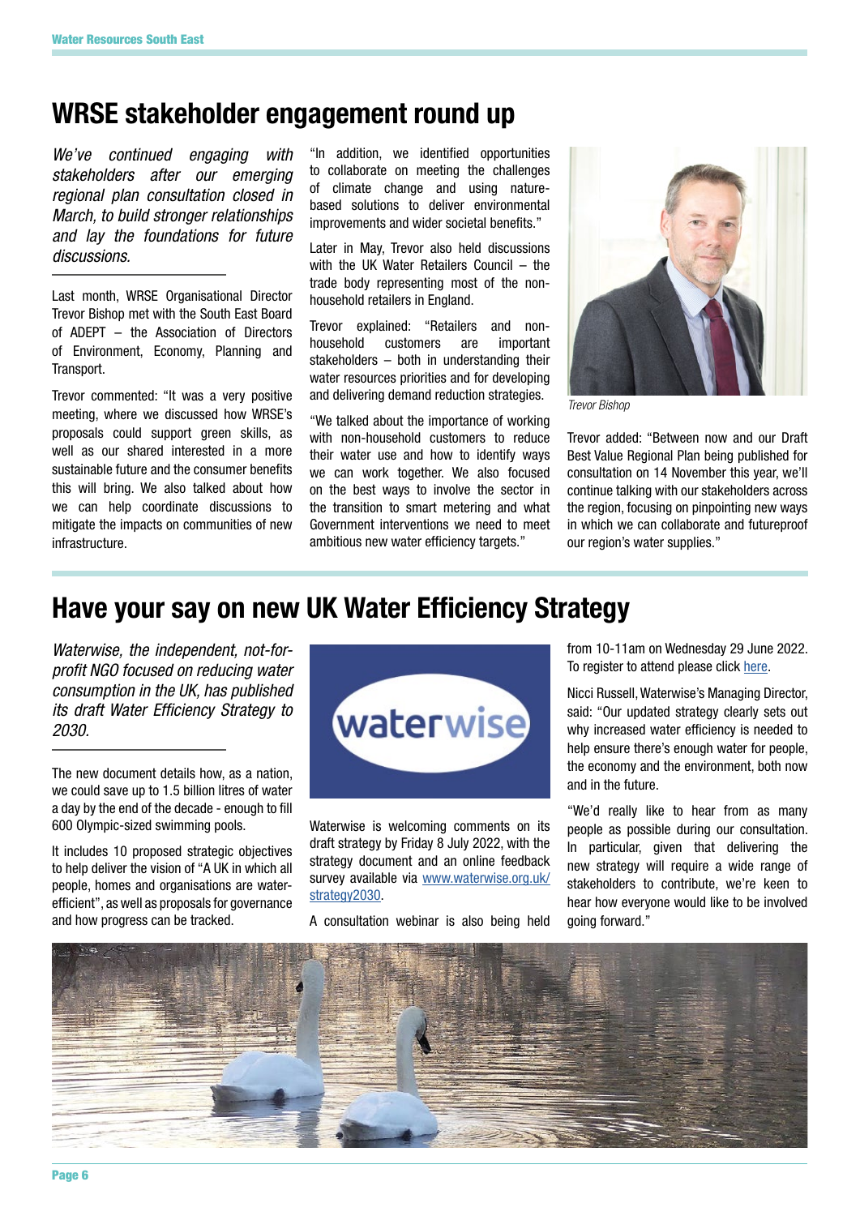# WRSE stakeholder engagement round up

*We've continued engaging with stakeholders after our emerging regional plan consultation closed in March, to build stronger relationships and lay the foundations for future discussions.*

Last month, WRSE Organisational Director Trevor Bishop met with the South East Board of ADEPT – the Association of Directors of Environment, Economy, Planning and Transport.

Trevor commented: "It was a very positive meeting, where we discussed how WRSE's proposals could support green skills, as well as our shared interested in a more sustainable future and the consumer benefits this will bring. We also talked about how we can help coordinate discussions to mitigate the impacts on communities of new infrastructure.

"In addition, we identified opportunities to collaborate on meeting the challenges of climate change and using nature-based solutions to deliver environmental improvements and wider societal benefits."

Later in May, Trevor also held discussions with the UK Water Retailers Council – the trade body representing most of the non-household retailers in England.

Trevor explained: "Retailers and non-household customers are important stakeholders – both in understanding their water resources priorities and for developing and delivering demand reduction strategies.

"We talked about the importance of working with non-household customers to reduce their water use and how to identify ways we can work together. We also focused on the best ways to involve the sector in the transition to smart metering and what Government interventions we need to meet ambitious new water efficiency targets."

*Trevor Bishop*

Trevor added: "Between now and our Draft Best Value Regional Plan being published for consultation on 14 November this year, we'll continue talking with our stakeholders across the region, focusing on pinpointing new ways in which we can collaborate and futureproof our region's water supplies."

# Have your say on new UK Water Efficiency Strategy

*Waterwise, the independent, not-for-profit NGO focused on reducing water consumption in the UK, has published its draft Water Efficiency Strategy to 2030.*

The new document details how, as a nation, we could save up to 1.5 billion litres of water a day by the end of the decade - enough to fill 600 Olympic-sized swimming pools.

It includes 10 proposed strategic objectives to help deliver the vision of "A UK in which all people, homes and organisations are water-efficient", as well as proposals for governance and how progress can be tracked.

Waterwise is welcoming comments on its draft strategy by Friday 8 July 2022, with the strategy document and an online feedback survey available via www.waterwise.org.uk/strategy2030.

A consultation webinar is also being held from 10-11am on Wednesday 29 June 2022. To register to attend please click here.

Nicci Russell, Waterwise's Managing Director, said: "Our updated strategy clearly sets out why increased water efficiency is needed to help ensure there's enough water for people, the economy and the environment, both now and in the future.

"We'd really like to hear from as many people as possible during our consultation. In particular, given that delivering the new strategy will require a wide range of stakeholders to contribute, we're keen to hear how everyone would like to be involved going forward."